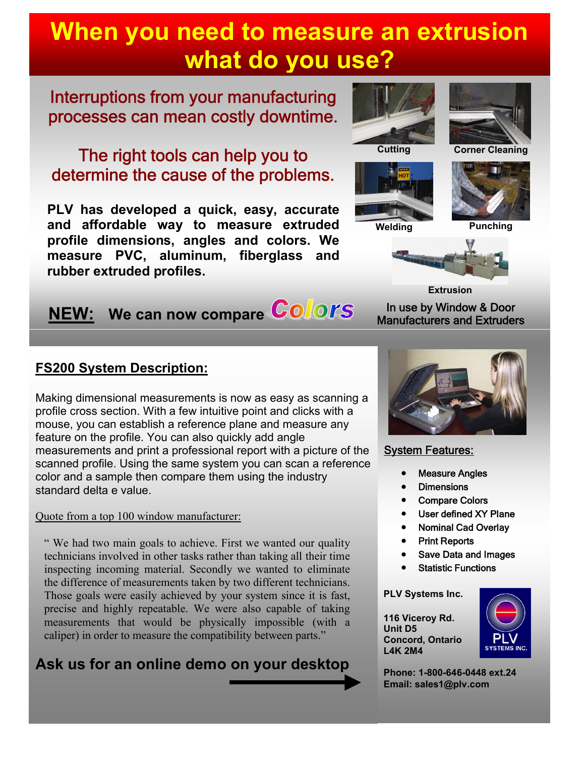# When you need to measure an extrusion what do you use?

## Interruptions from your manufacturing processes can mean costly downtime.

## The right tools can help you to determine the cause of the problems.

**PLV has developed a quick, easy, accurate and affordable way to measure extruded profile dimensions, angles and colors. We measure PVC, aluminum, fiberglass and rubber extruded profiles.**

**NEW:** **We can now compare Colors**

Cutting

Corner Cleaning

Welding

Punching

Extrusion

In use by Window & Door Manufacturers and Extruders

## FS200 System Description:

Making dimensional measurements is now as easy as scanning a profile cross section. With a few intuitive point and clicks with a mouse, you can establish a reference plane and measure any feature on the profile. You can also quickly add angle measurements and print a professional report with a picture of the scanned profile. Using the same system you can scan a reference color and a sample then compare them using the industry standard delta e value.

Quote from a top 100 window manufacturer:

> " We had two main goals to achieve. First we wanted our quality technicians involved in other tasks rather than taking all their time inspecting incoming material. Secondly we wanted to eliminate the difference of measurements taken by two different technicians. Those goals were easily achieved by your system since it is fast, precise and highly repeatable. We were also capable of taking measurements that would be physically impossible (with a caliper) in order to measure the compatibility between parts."

## Ask us for an online demo on your desktop

### System Features:

- Measure Angles
- Dimensions
- Compare Colors
- User defined XY Plane
- Nominal Cad Overlay
- Print Reports
- Save Data and Images
- Statistic Functions

**PLV Systems Inc.**

**116 Viceroy Rd.**
**Unit D5**
**Concord, Ontario**
**L4K 2M4**

PLV SYSTEMS INC.

**Phone: 1-800-646-0448 ext.24**
**Email: sales1@plv.com**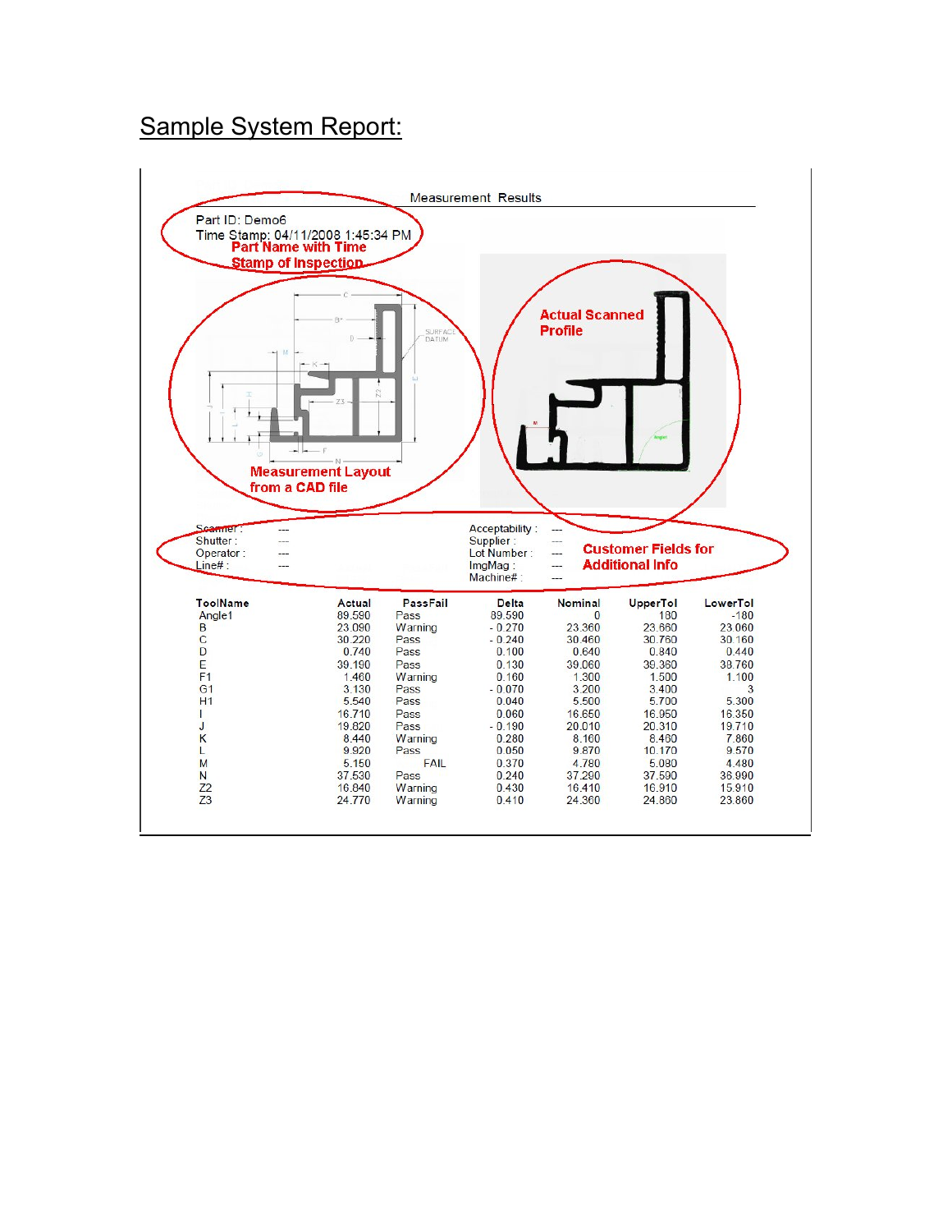## Sample System Report:

Measurement Results

Part ID: Demo6
Time Stamp: 04/11/2008 1:45:34 PM

Part Name with Time Stamp of Inspection

Measurement Layout from a CAD file

Actual Scanned Profile

Scanner : ---
Shutter : ---
Operator : ---
Line# : ---

Acceptability : ---
Supplier : ---
Lot Number : ---
ImgMag : ---
Machine# : ---

Customer Fields for Additional Info

| ToolName | Actual | PassFail | Delta | Nominal | UpperTol | LowerTol |
|---|---|---|---|---|---|---|
| Angle1 | 89.590 | Pass | 89.590 | 0 | 180 | -180 |
| B | 23.090 | Warning | - 0.270 | 23.360 | 23.660 | 23.060 |
| C | 30.220 | Pass | - 0.240 | 30.460 | 30.760 | 30.160 |
| D | 0.740 | Pass | 0.100 | 0.640 | 0.840 | 0.440 |
| E | 39.190 | Pass | 0.130 | 39.060 | 39.360 | 38.760 |
| F1 | 1.460 | Warning | 0.160 | 1.300 | 1.500 | 1.100 |
| G1 | 3.130 | Pass | - 0.070 | 3.200 | 3.400 | 3 |
| H1 | 5.540 | Pass | 0.040 | 5.500 | 5.700 | 5.300 |
| I | 16.710 | Pass | 0.060 | 16.650 | 16.950 | 16.350 |
| J | 19.820 | Pass | - 0.190 | 20.010 | 20.310 | 19.710 |
| K | 8.440 | Warning | 0.280 | 8.160 | 8.460 | 7.860 |
| L | 9.920 | Pass | 0.050 | 9.870 | 10.170 | 9.570 |
| M | 5.150 | FAIL | 0.370 | 4.780 | 5.080 | 4.480 |
| N | 37.530 | Pass | 0.240 | 37.290 | 37.590 | 36.990 |
| Z2 | 16.840 | Warning | 0.430 | 16.410 | 16.910 | 15.910 |
| Z3 | 24.770 | Warning | 0.410 | 24.360 | 24.860 | 23.860 |